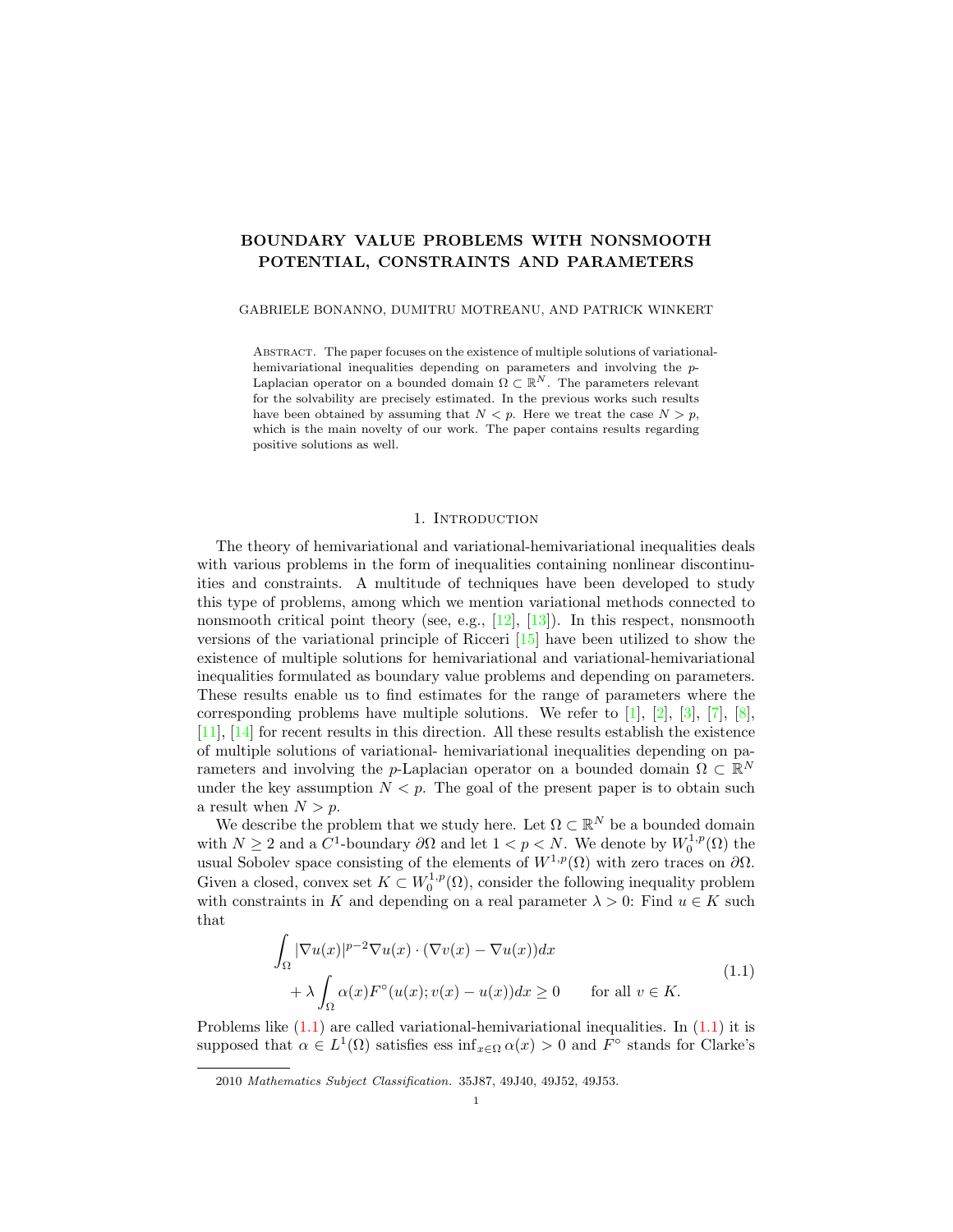# BOUNDARY VALUE PROBLEMS WITH NONSMOOTH POTENTIAL, CONSTRAINTS AND PARAMETERS

GABRIELE BONANNO, DUMITRU MOTREANU, AND PATRICK WINKERT

ABSTRACT. The paper focuses on the existence of multiple solutions of variational-hemivariational inequalities depending on parameters and involving the $p$-Laplacian operator on a bounded domain $\Omega \subset \mathbb{R}^N$. The parameters relevant for the solvability are precisely estimated. In the previous works such results have been obtained by assuming that $N < p$. Here we treat the case $N > p$, which is the main novelty of our work. The paper contains results regarding positive solutions as well.

## 1. Introduction

The theory of hemivariational and variational-hemivariational inequalities deals with various problems in the form of inequalities containing nonlinear discontinuities and constraints. A multitude of techniques have been developed to study this type of problems, among which we mention variational methods connected to nonsmooth critical point theory (see, e.g., [12], [13]). In this respect, nonsmooth versions of the variational principle of Ricceri [15] have been utilized to show the existence of multiple solutions for hemivariational and variational-hemivariational inequalities formulated as boundary value problems and depending on parameters. These results enable us to find estimates for the range of parameters where the corresponding problems have multiple solutions. We refer to [1], [2], [3], [7], [8], [11], [14] for recent results in this direction. All these results establish the existence of multiple solutions of variational- hemivariational inequalities depending on parameters and involving the $p$-Laplacian operator on a bounded domain $\Omega \subset \mathbb{R}^N$ under the key assumption $N < p$. The goal of the present paper is to obtain such a result when $N > p$.

We describe the problem that we study here. Let $\Omega \subset \mathbb{R}^N$ be a bounded domain with $N \geq 2$ and a $C^1$-boundary $\partial\Omega$ and let $1 < p < N$. We denote by $W_0^{1,p}(\Omega)$ the usual Sobolev space consisting of the elements of $W^{1,p}(\Omega)$ with zero traces on $\partial\Omega$. Given a closed, convex set $K \subset W_0^{1,p}(\Omega)$, consider the following inequality problem with constraints in $K$ and depending on a real parameter $\lambda > 0$: Find $u \in K$ such that

$$
\begin{aligned}
&\int_\Omega |\nabla u(x)|^{p-2}\nabla u(x) \cdot (\nabla v(x) - \nabla u(x))dx \\
&\qquad + \lambda \int_\Omega \alpha(x) F^\circ(u(x); v(x) - u(x))dx \geq 0 \qquad \text{for all } v \in K.
\end{aligned}
\tag{1.1}
$$

Problems like (1.1) are called variational-hemivariational inequalities. In (1.1) it is supposed that $\alpha \in L^1(\Omega)$ satisfies $\operatorname{ess\,inf}_{x\in\Omega} \alpha(x) > 0$ and $F^\circ$ stands for Clarke's

---

2010 *Mathematics Subject Classification.* 35J87, 49J40, 49J52, 49J53.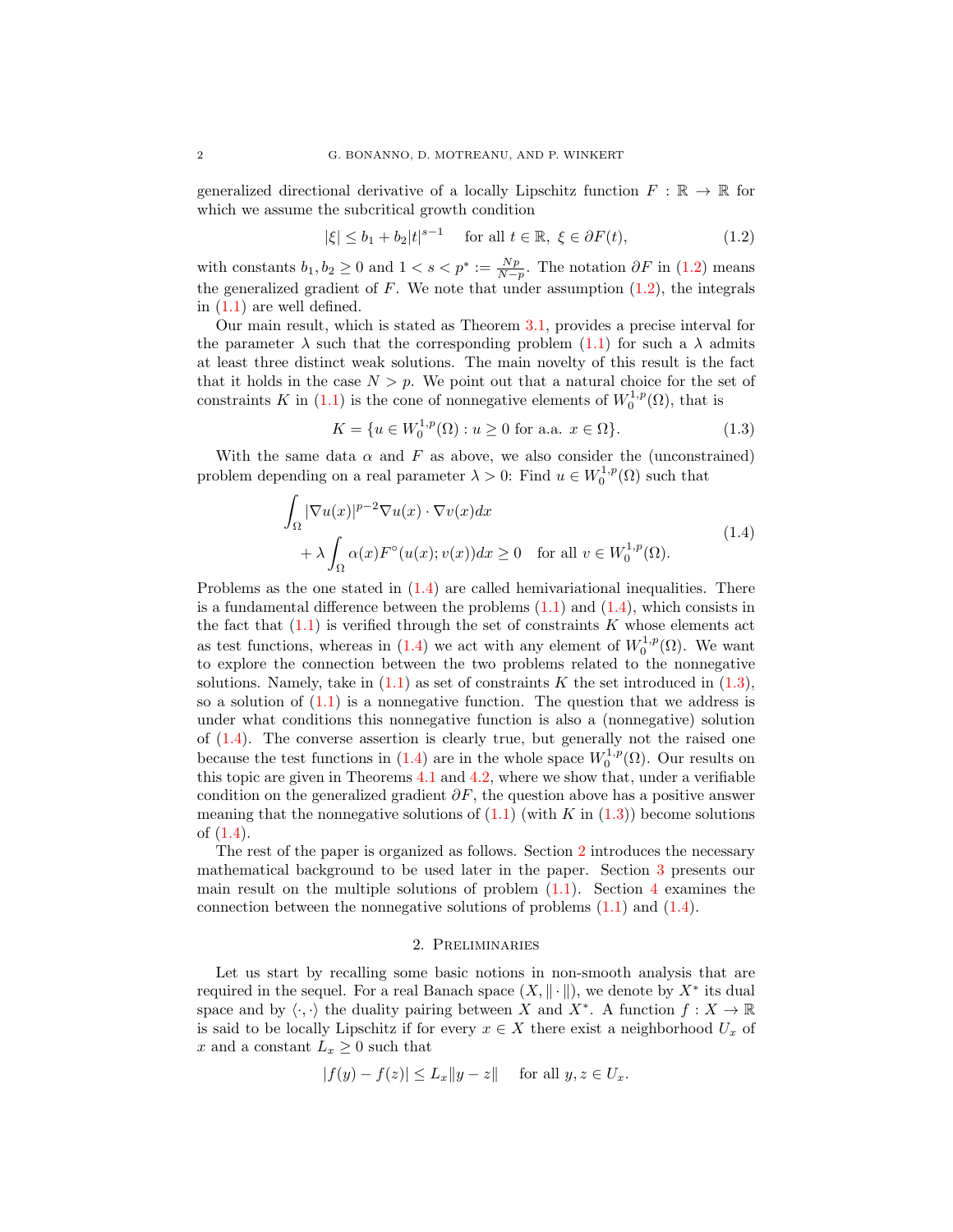generalized directional derivative of a locally Lipschitz function $F : \mathbb{R} \to \mathbb{R}$ for which we assume the subcritical growth condition

$$|\xi| \leq b_1 + b_2|t|^{s-1} \quad \text{for all } t \in \mathbb{R},\ \xi \in \partial F(t), \tag{1.2}$$

with constants $b_1, b_2 \geq 0$ and $1 < s < p^* := \frac{Np}{N-p}$. The notation $\partial F$ in (1.2) means the generalized gradient of $F$. We note that under assumption (1.2), the integrals in (1.1) are well defined.

Our main result, which is stated as Theorem 3.1, provides a precise interval for the parameter $\lambda$ such that the corresponding problem (1.1) for such a $\lambda$ admits at least three distinct weak solutions. The main novelty of this result is the fact that it holds in the case $N > p$. We point out that a natural choice for the set of constraints $K$ in (1.1) is the cone of nonnegative elements of $W_0^{1,p}(\Omega)$, that is

$$K = \{u \in W_0^{1,p}(\Omega) : u \geq 0 \text{ for a.a. } x \in \Omega\}. \tag{1.3}$$

With the same data $\alpha$ and $F$ as above, we also consider the (unconstrained) problem depending on a real parameter $\lambda > 0$: Find $u \in W_0^{1,p}(\Omega)$ such that

$$\begin{aligned} &\int_\Omega |\nabla u(x)|^{p-2}\nabla u(x) \cdot \nabla v(x)dx \\ &\qquad + \lambda \int_\Omega \alpha(x)F^\circ(u(x); v(x))dx \geq 0 \quad \text{for all } v \in W_0^{1,p}(\Omega). \end{aligned} \tag{1.4}$$

Problems as the one stated in (1.4) are called hemivariational inequalities. There is a fundamental difference between the problems (1.1) and (1.4), which consists in the fact that (1.1) is verified through the set of constraints $K$ whose elements act as test functions, whereas in (1.4) we act with any element of $W_0^{1,p}(\Omega)$. We want to explore the connection between the two problems related to the nonnegative solutions. Namely, take in (1.1) as set of constraints $K$ the set introduced in (1.3), so a solution of (1.1) is a nonnegative function. The question that we address is under what conditions this nonnegative function is also a (nonnegative) solution of (1.4). The converse assertion is clearly true, but generally not the raised one because the test functions in (1.4) are in the whole space $W_0^{1,p}(\Omega)$. Our results on this topic are given in Theorems 4.1 and 4.2, where we show that, under a verifiable condition on the generalized gradient $\partial F$, the question above has a positive answer meaning that the nonnegative solutions of (1.1) (with $K$ in (1.3)) become solutions of (1.4).

The rest of the paper is organized as follows. Section 2 introduces the necessary mathematical background to be used later in the paper. Section 3 presents our main result on the multiple solutions of problem (1.1). Section 4 examines the connection between the nonnegative solutions of problems (1.1) and (1.4).

## 2. Preliminaries

Let us start by recalling some basic notions in non-smooth analysis that are required in the sequel. For a real Banach space $(X, \|\cdot\|)$, we denote by $X^*$ its dual space and by $\langle \cdot, \cdot \rangle$ the duality pairing between $X$ and $X^*$. A function $f : X \to \mathbb{R}$ is said to be locally Lipschitz if for every $x \in X$ there exist a neighborhood $U_x$ of $x$ and a constant $L_x \geq 0$ such that

$$|f(y) - f(z)| \leq L_x\|y - z\| \quad \text{for all } y, z \in U_x.$$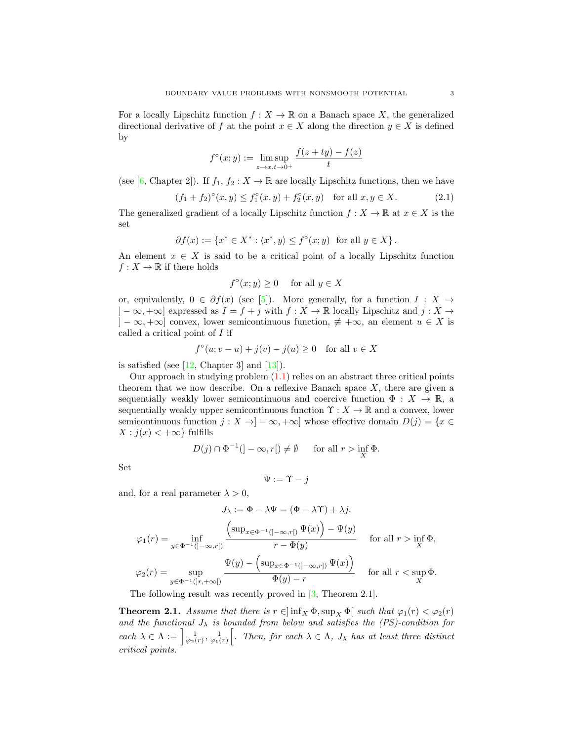For a locally Lipschitz function $f : X \to \mathbb{R}$ on a Banach space $X$, the generalized directional derivative of $f$ at the point $x \in X$ along the direction $y \in X$ is defined by

$$f^{\circ}(x; y) := \limsup_{z \to x, t \to 0^+} \frac{f(z + ty) - f(z)}{t}$$

(see [6, Chapter 2]). If $f_1$, $f_2 : X \to \mathbb{R}$ are locally Lipschitz functions, then we have

$$(f_1 + f_2)^{\circ}(x, y) \le f_1^{\circ}(x, y) + f_2^{\circ}(x, y) \quad \text{for all } x, y \in X. \tag{2.1}$$

The generalized gradient of a locally Lipschitz function $f : X \to \mathbb{R}$ at $x \in X$ is the set

$$\partial f(x) := \{x^* \in X^* : \langle x^*, y \rangle \le f^{\circ}(x; y) \ \text{ for all } y \in X\}.$$

An element $x \in X$ is said to be a critical point of a locally Lipschitz function $f : X \to \mathbb{R}$ if there holds

$$f^{\circ}(x; y) \ge 0 \quad \text{ for all } y \in X$$

or, equivalently, $0 \in \partial f(x)$ (see [5]). More generally, for a function $I : X \to ]-\infty, +\infty]$ expressed as $I = f + j$ with $f : X \to \mathbb{R}$ locally Lipschitz and $j : X \to ]-\infty, +\infty]$ convex, lower semicontinuous function, $\not\equiv +\infty$, an element $u \in X$ is called a critical point of $I$ if

$$f^{\circ}(u; v - u) + j(v) - j(u) \ge 0 \quad \text{for all } v \in X$$

is satisfied (see [12, Chapter 3] and [13]).

Our approach in studying problem (1.1) relies on an abstract three critical points theorem that we now describe. On a reflexive Banach space $X$, there are given a sequentially weakly lower semicontinuous and coercive function $\Phi : X \to \mathbb{R}$, a sequentially weakly upper semicontinuous function $\Upsilon : X \to \mathbb{R}$ and a convex, lower semicontinuous function $j : X \to ]-\infty, +\infty]$ whose effective domain $D(j) = \{x \in X : j(x) < +\infty\}$ fulfills

$$D(j) \cap \Phi^{-1}(]-\infty, r[) \neq \emptyset \qquad \text{for all } r > \inf_X \Phi.$$

Set

$$\Psi := \Upsilon - j$$

and, for a real parameter $\lambda > 0$,

$$J_\lambda := \Phi - \lambda \Psi = (\Phi - \lambda \Upsilon) + \lambda j,$$

$$\varphi_1(r) = \inf_{y \in \Phi^{-1}(]-\infty, r[)} \frac{\left(\sup_{x \in \Phi^{-1}(]-\infty, r[)} \Psi(x)\right) - \Psi(y)}{r - \Phi(y)} \quad \text{for all } r > \inf_X \Phi,$$

$$\varphi_2(r) = \sup_{y \in \Phi^{-1}(]r, +\infty[)} \frac{\Psi(y) - \left(\sup_{x \in \Phi^{-1}(]-\infty, r])} \Psi(x)\right)}{\Phi(y) - r} \quad \text{for all } r < \sup_X \Phi.$$

The following result was recently proved in [3, Theorem 2.1].

**Theorem 2.1.** *Assume that there is $r \in ]\inf_X \Phi, \sup_X \Phi[$ such that $\varphi_1(r) < \varphi_2(r)$ and the functional $J_\lambda$ is bounded from below and satisfies the (PS)-condition for each $\lambda \in \Lambda := \left]\frac{1}{\varphi_2(r)}, \frac{1}{\varphi_1(r)}\right[$. Then, for each $\lambda \in \Lambda$, $J_\lambda$ has at least three distinct critical points.*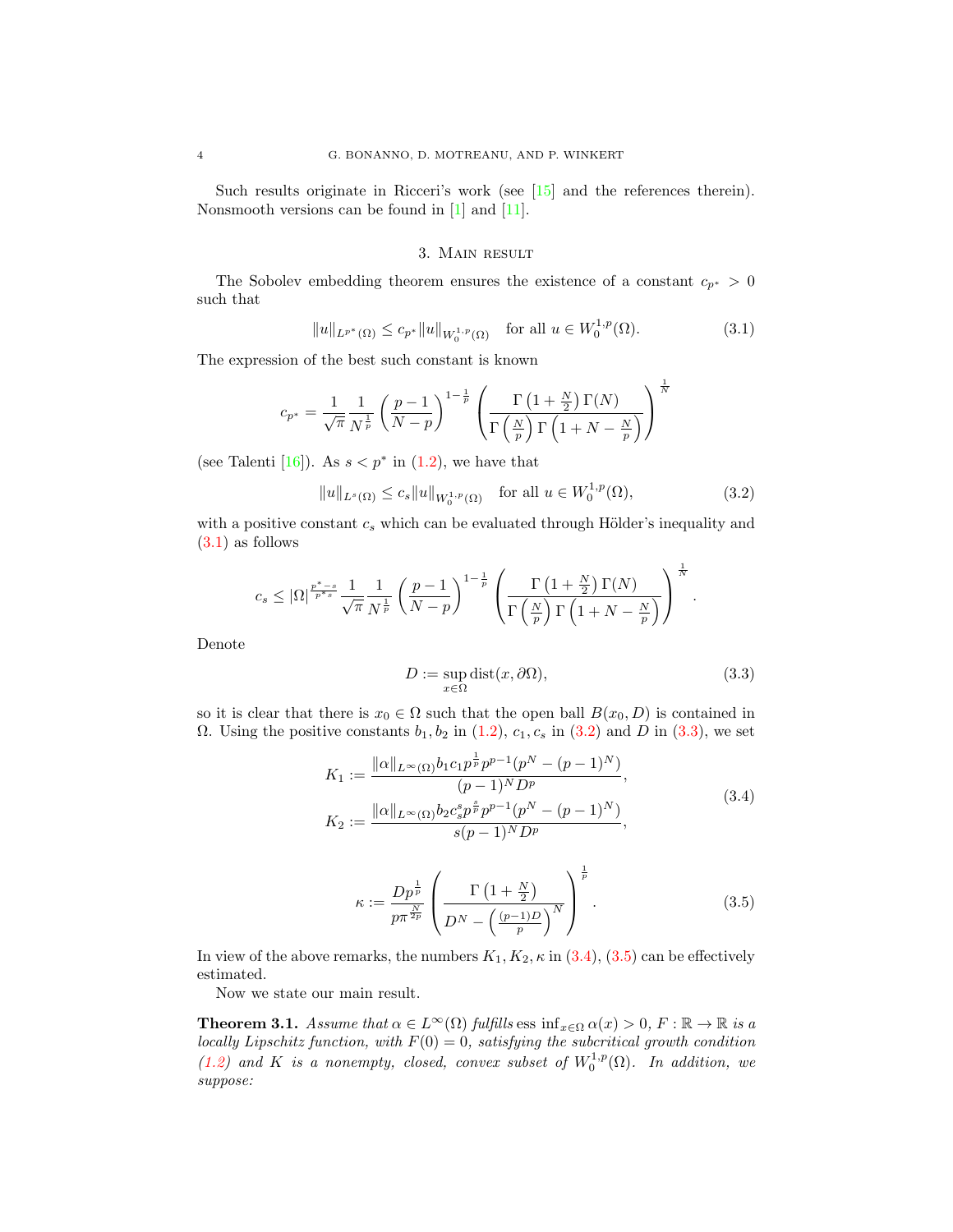Such results originate in Ricceri's work (see [15] and the references therein). Nonsmooth versions can be found in [1] and [11].

## 3. Main result

The Sobolev embedding theorem ensures the existence of a constant $c_{p^*} > 0$ such that

$$\|u\|_{L^{p^*}(\Omega)} \leq c_{p^*} \|u\|_{W_0^{1,p}(\Omega)} \quad \text{for all } u \in W_0^{1,p}(\Omega). \tag{3.1}$$

The expression of the best such constant is known

$$c_{p^*} = \frac{1}{\sqrt{\pi}} \frac{1}{N^{\frac{1}{p}}} \left( \frac{p-1}{N-p} \right)^{1-\frac{1}{p}} \left( \frac{\Gamma\left(1+\frac{N}{2}\right)\Gamma(N)}{\Gamma\left(\frac{N}{p}\right)\Gamma\left(1+N-\frac{N}{p}\right)} \right)^{\frac{1}{N}}$$

(see Talenti [16]). As $s < p^*$ in (1.2), we have that

$$\|u\|_{L^{s}(\Omega)} \leq c_{s} \|u\|_{W_0^{1,p}(\Omega)} \quad \text{for all } u \in W_0^{1,p}(\Omega), \tag{3.2}$$

with a positive constant $c_s$ which can be evaluated through Hölder's inequality and (3.1) as follows

$$c_s \leq |\Omega|^{\frac{p^*-s}{p^* s}} \frac{1}{\sqrt{\pi}} \frac{1}{N^{\frac{1}{p}}} \left( \frac{p-1}{N-p} \right)^{1-\frac{1}{p}} \left( \frac{\Gamma\left(1+\frac{N}{2}\right)\Gamma(N)}{\Gamma\left(\frac{N}{p}\right)\Gamma\left(1+N-\frac{N}{p}\right)} \right)^{\frac{1}{N}}.$$

Denote

$$D := \sup_{x \in \Omega} \operatorname{dist}(x, \partial\Omega), \tag{3.3}$$

so it is clear that there is $x_0 \in \Omega$ such that the open ball $B(x_0, D)$ is contained in $\Omega$. Using the positive constants $b_1, b_2$ in (1.2), $c_1, c_s$ in (3.2) and $D$ in (3.3), we set

$$\begin{aligned} K_1 &:= \frac{\|\alpha\|_{L^\infty(\Omega)} b_1 c_1 p^{\frac{1}{p}} p^{p-1} (p^N - (p-1)^N)}{(p-1)^N D^p}, \\ K_2 &:= \frac{\|\alpha\|_{L^\infty(\Omega)} b_2 c_s^s p^{\frac{s}{p}} p^{p-1} (p^N - (p-1)^N)}{s(p-1)^N D^p}, \end{aligned} \tag{3.4}$$

$$\kappa := \frac{D p^{\frac{1}{p}}}{p \pi^{\frac{N}{2p}}} \left( \frac{\Gamma\left(1+\frac{N}{2}\right)}{D^N - \left(\frac{(p-1)D}{p}\right)^N} \right)^{\frac{1}{p}}. \tag{3.5}$$

In view of the above remarks, the numbers $K_1, K_2, \kappa$ in (3.4), (3.5) can be effectively estimated.

Now we state our main result.

**Theorem 3.1.** *Assume that $\alpha \in L^\infty(\Omega)$ fulfills $\operatorname{ess\,inf}_{x \in \Omega} \alpha(x) > 0$, $F : \mathbb{R} \to \mathbb{R}$ is a locally Lipschitz function, with $F(0) = 0$, satisfying the subcritical growth condition (1.2) and $K$ is a nonempty, closed, convex subset of $W_0^{1,p}(\Omega)$. In addition, we suppose:*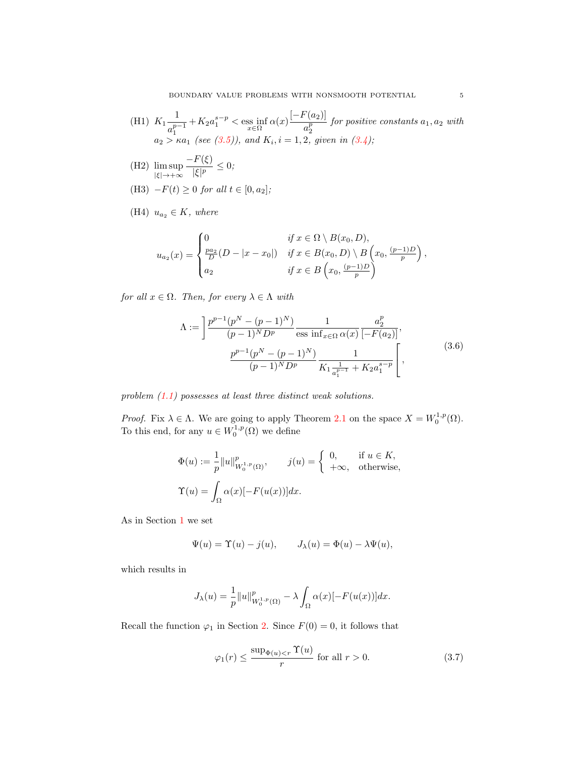(H1) $K_1 \dfrac{1}{a_1^{p-1}} + K_2 a_1^{s-p} < \operatorname*{ess\,inf}_{x\in\Omega} \alpha(x) \dfrac{[-F(a_2)]}{a_2^p}$ *for positive constants* $a_1, a_2$ *with* $a_2 > \kappa a_1$ *(see (3.5)), and* $K_i$, $i = 1, 2$, *given in (3.4);*

(H2) $\displaystyle\limsup_{|\xi|\to+\infty} \frac{-F(\xi)}{|\xi|^p} \leq 0$;

(H3) $-F(t) \geq 0$ *for all* $t \in [0, a_2]$;

(H4) $u_{a_2} \in K$, *where*

$$u_{a_2}(x) = \begin{cases} 0 & \text{if } x \in \Omega \setminus B(x_0, D), \\ \frac{pa_2}{D}(D - |x - x_0|) & \text{if } x \in B(x_0, D) \setminus B\left(x_0, \frac{(p-1)D}{p}\right), \\ a_2 & \text{if } x \in B\left(x_0, \frac{(p-1)D}{p}\right) \end{cases}$$

*for all* $x \in \Omega$. *Then, for every* $\lambda \in \Lambda$ *with*

$$\begin{aligned} \Lambda := \Big] &\frac{p^{p-1}(p^N - (p-1)^N)}{(p-1)^N D^p} \frac{1}{\operatorname{ess\,inf}_{x\in\Omega} \alpha(x)} \frac{a_2^p}{[-F(a_2)]}, \\ &\frac{p^{p-1}(p^N - (p-1)^N)}{(p-1)^N D^p} \frac{1}{K_1 \frac{1}{a_1^{p-1}} + K_2 a_1^{s-p}} \Big[, \end{aligned} \tag{3.6}$$

*problem (1.1) possesses at least three distinct weak solutions.*

*Proof.* Fix $\lambda \in \Lambda$. We are going to apply Theorem 2.1 on the space $X = W_0^{1,p}(\Omega)$. To this end, for any $u \in W_0^{1,p}(\Omega)$ we define

$$\Phi(u) := \frac{1}{p}\|u\|^p_{W_0^{1,p}(\Omega)}, \qquad j(u) = \begin{cases} 0, & \text{if } u \in K, \\ +\infty, & \text{otherwise,} \end{cases}$$

$$\Upsilon(u) = \int_\Omega \alpha(x)[-F(u(x))]dx.$$

As in Section 1 we set

$$\Psi(u) = \Upsilon(u) - j(u), \qquad J_\lambda(u) = \Phi(u) - \lambda\Psi(u),$$

which results in

$$J_\lambda(u) = \frac{1}{p}\|u\|^p_{W_0^{1,p}(\Omega)} - \lambda \int_\Omega \alpha(x)[-F(u(x))]dx.$$

Recall the function $\varphi_1$ in Section 2. Since $F(0) = 0$, it follows that

$$\varphi_1(r) \leq \frac{\sup_{\Phi(u)<r} \Upsilon(u)}{r} \text{ for all } r > 0. \tag{3.7}$$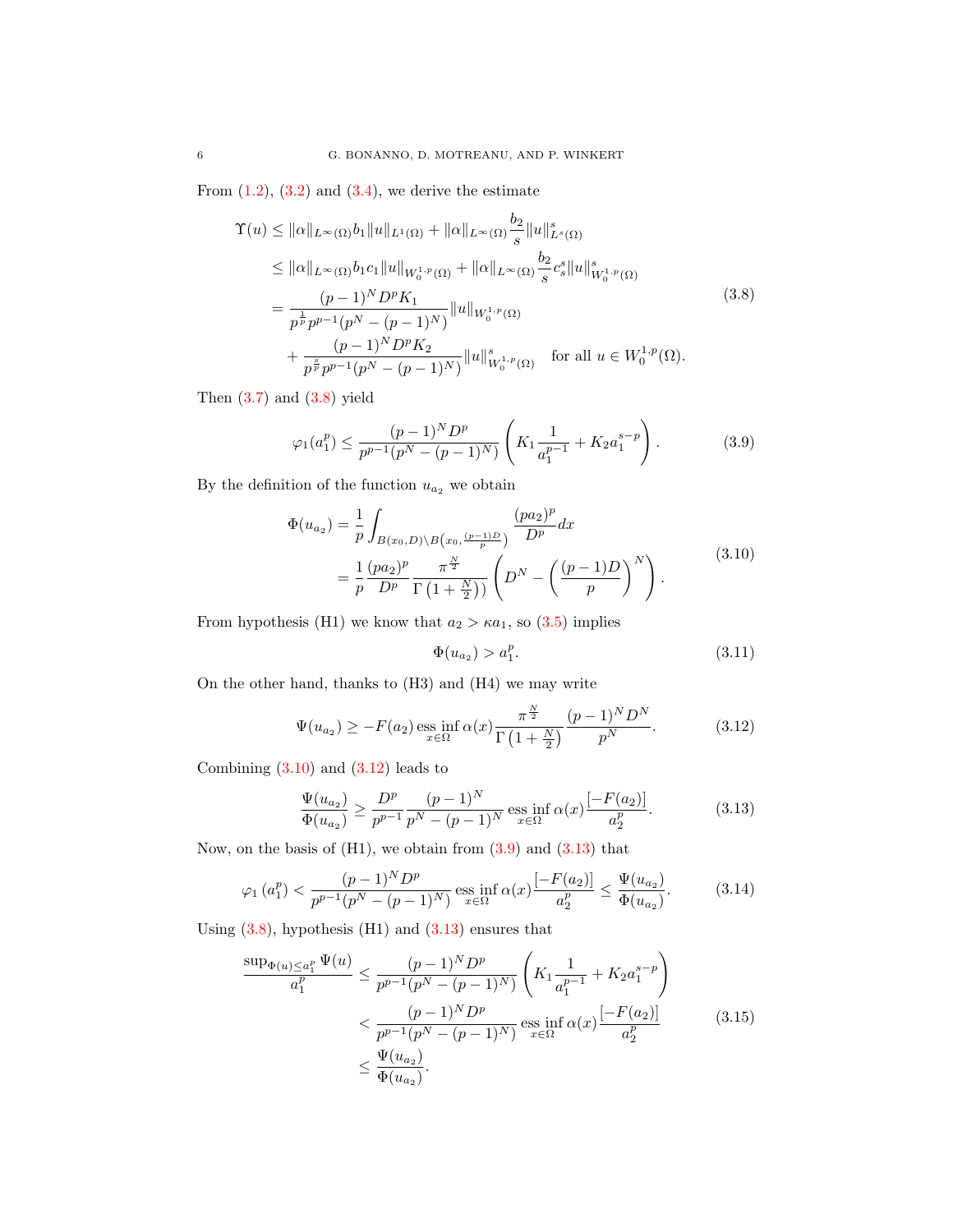From (1.2), (3.2) and (3.4), we derive the estimate

$$
\begin{aligned}
\Upsilon(u) &\leq \|\alpha\|_{L^\infty(\Omega)} b_1 \|u\|_{L^1(\Omega)} + \|\alpha\|_{L^\infty(\Omega)} \frac{b_2}{s} \|u\|_{L^s(\Omega)}^s \\
&\leq \|\alpha\|_{L^\infty(\Omega)} b_1 c_1 \|u\|_{W_0^{1,p}(\Omega)} + \|\alpha\|_{L^\infty(\Omega)} \frac{b_2}{s} c_s^s \|u\|_{W_0^{1,p}(\Omega)}^s \\
&= \frac{(p-1)^N D^p K_1}{p^{\frac{1}{p}} p^{p-1}(p^N - (p-1)^N)} \|u\|_{W_0^{1,p}(\Omega)} \\
&\quad + \frac{(p-1)^N D^p K_2}{p^{\frac{s}{p}} p^{p-1}(p^N - (p-1)^N)} \|u\|_{W_0^{1,p}(\Omega)}^s \quad \text{for all } u \in W_0^{1,p}(\Omega).
\end{aligned}
\tag{3.8}
$$

Then (3.7) and (3.8) yield

$$
\varphi_1(a_1^p) \leq \frac{(p-1)^N D^p}{p^{p-1}(p^N - (p-1)^N)} \left( K_1 \frac{1}{a_1^{p-1}} + K_2 a_1^{s-p} \right). \tag{3.9}
$$

By the definition of the function $u_{a_2}$ we obtain

$$
\begin{aligned}
\Phi(u_{a_2}) &= \frac{1}{p} \int_{B(x_0,D) \setminus B\left(x_0, \frac{(p-1)D}{p}\right)} \frac{(pa_2)^p}{D^p} dx \\
&= \frac{1}{p} \frac{(pa_2)^p}{D^p} \frac{\pi^{\frac{N}{2}}}{\Gamma\left(1 + \frac{N}{2}\right))} \left( D^N - \left( \frac{(p-1)D}{p} \right)^N \right).
\end{aligned}
\tag{3.10}
$$

From hypothesis (H1) we know that $a_2 > \kappa a_1$, so (3.5) implies

$$
\Phi(u_{a_2}) > a_1^p. \tag{3.11}
$$

On the other hand, thanks to (H3) and (H4) we may write

$$
\Psi(u_{a_2}) \geq -F(a_2) \operatorname*{ess\,inf}_{x \in \Omega} \alpha(x) \frac{\pi^{\frac{N}{2}}}{\Gamma\left(1 + \frac{N}{2}\right)} \frac{(p-1)^N D^N}{p^N}. \tag{3.12}
$$

Combining (3.10) and (3.12) leads to

$$
\frac{\Psi(u_{a_2})}{\Phi(u_{a_2})} \geq \frac{D^p}{p^{p-1}} \frac{(p-1)^N}{p^N - (p-1)^N} \operatorname*{ess\,inf}_{x \in \Omega} \alpha(x) \frac{[-F(a_2)]}{a_2^p}. \tag{3.13}
$$

Now, on the basis of (H1), we obtain from (3.9) and (3.13) that

$$
\varphi_1\left(a_1^p\right) < \frac{(p-1)^N D^p}{p^{p-1}(p^N - (p-1)^N)} \operatorname*{ess\,inf}_{x \in \Omega} \alpha(x) \frac{[-F(a_2)]}{a_2^p} \leq \frac{\Psi(u_{a_2})}{\Phi(u_{a_2})}. \tag{3.14}
$$

Using (3.8), hypothesis (H1) and (3.13) ensures that

$$
\begin{aligned}
\frac{\sup_{\Phi(u) \leq a_1^p} \Psi(u)}{a_1^p} &\leq \frac{(p-1)^N D^p}{p^{p-1}(p^N - (p-1)^N)} \left( K_1 \frac{1}{a_1^{p-1}} + K_2 a_1^{s-p} \right) \\
&< \frac{(p-1)^N D^p}{p^{p-1}(p^N - (p-1)^N)} \operatorname*{ess\,inf}_{x \in \Omega} \alpha(x) \frac{[-F(a_2)]}{a_2^p} \\
&\leq \frac{\Psi(u_{a_2})}{\Phi(u_{a_2})}.
\end{aligned}
\tag{3.15}
$$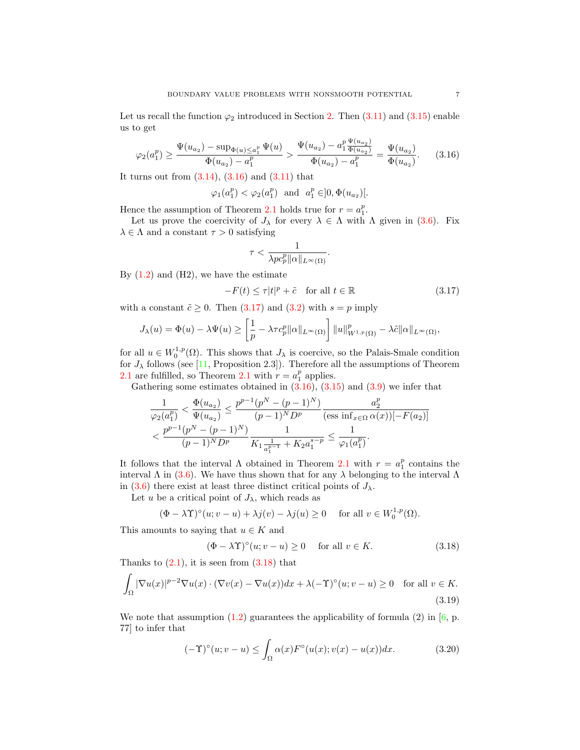Let us recall the function $\varphi_2$ introduced in Section 2. Then (3.11) and (3.15) enable us to get

$$\varphi_2(a_1^p) \geq \frac{\Psi(u_{a_2}) - \sup_{\Phi(u)\leq a_1^p} \Psi(u)}{\Phi(u_{a_2}) - a_1^p} > \frac{\Psi(u_{a_2}) - a_1^p \frac{\Psi(u_{a_2})}{\Phi(u_{a_2})}}{\Phi(u_{a_2}) - a_1^p} = \frac{\Psi(u_{a_2})}{\Phi(u_{a_2})}. \tag{3.16}$$

It turns out from (3.14), (3.16) and (3.11) that

$$\varphi_1(a_1^p) < \varphi_2(a_1^p) \quad \text{and} \quad a_1^p \in ]0, \Phi(u_{a_2})[.$$

Hence the assumption of Theorem 2.1 holds true for $r = a_1^p$.

Let us prove the coercivity of $J_\lambda$ for every $\lambda \in \Lambda$ with $\Lambda$ given in (3.6). Fix $\lambda \in \Lambda$ and a constant $\tau > 0$ satisfying

$$\tau < \frac{1}{\lambda p c_p^p \|\alpha\|_{L^\infty(\Omega)}}.$$

By (1.2) and (H2), we have the estimate

$$-F(t) \leq \tau|t|^p + \tilde{c} \quad \text{for all } t \in \mathbb{R} \tag{3.17}$$

with a constant $\tilde{c} \geq 0$. Then (3.17) and (3.2) with $s = p$ imply

$$J_\lambda(u) = \Phi(u) - \lambda\Psi(u) \geq \left[\frac{1}{p} - \lambda\tau c_p^p \|\alpha\|_{L^\infty(\Omega)}\right] \|u\|^p_{W^{1,p}(\Omega)} - \lambda\tilde{c}\|\alpha\|_{L^\infty(\Omega)},$$

for all $u \in W_0^{1,p}(\Omega)$. This shows that $J_\lambda$ is coercive, so the Palais-Smale condition for $J_\lambda$ follows (see [11, Proposition 2.3]). Therefore all the assumptions of Theorem 2.1 are fulfilled, so Theorem 2.1 with $r = a_1^p$ applies.

Gathering some estimates obtained in (3.16), (3.15) and (3.9) we infer that

$$\begin{aligned}
\frac{1}{\varphi_2(a_1^p)} &< \frac{\Phi(u_{a_2})}{\Psi(u_{a_2})} \leq \frac{p^{p-1}(p^N - (p-1)^N)}{(p-1)^N D^p} \frac{a_2^p}{(\text{ess}\inf_{x\in\Omega} \alpha(x))[-F(a_2)]} \\
&< \frac{p^{p-1}(p^N - (p-1)^N)}{(p-1)^N D^p} \frac{1}{K_1 \frac{1}{a_1^{p-1}} + K_2 a_1^{s-p}} \leq \frac{1}{\varphi_1(a_1^p)}.
\end{aligned}$$

It follows that the interval $\Lambda$ obtained in Theorem 2.1 with $r = a_1^p$ contains the interval $\Lambda$ in (3.6). We have thus shown that for any $\lambda$ belonging to the interval $\Lambda$ in (3.6) there exist at least three distinct critical points of $J_\lambda$.

Let $u$ be a critical point of $J_\lambda$, which reads as

$$(\Phi - \lambda\Upsilon)^\circ(u; v - u) + \lambda j(v) - \lambda j(u) \geq 0 \quad \text{for all } v \in W_0^{1,p}(\Omega).$$

This amounts to saying that $u \in K$ and

$$(\Phi - \lambda\Upsilon)^\circ(u; v - u) \geq 0 \quad \text{for all } v \in K. \tag{3.18}$$

Thanks to (2.1), it is seen from (3.18) that

$$\int_\Omega |\nabla u(x)|^{p-2}\nabla u(x) \cdot (\nabla v(x) - \nabla u(x))dx + \lambda(-\Upsilon)^\circ(u; v - u) \geq 0 \quad \text{for all } v \in K. \tag{3.19}$$

We note that assumption (1.2) guarantees the applicability of formula (2) in [6, p. 77] to infer that

$$(-\Upsilon)^\circ(u; v - u) \leq \int_\Omega \alpha(x)F^\circ(u(x); v(x) - u(x))dx. \tag{3.20}$$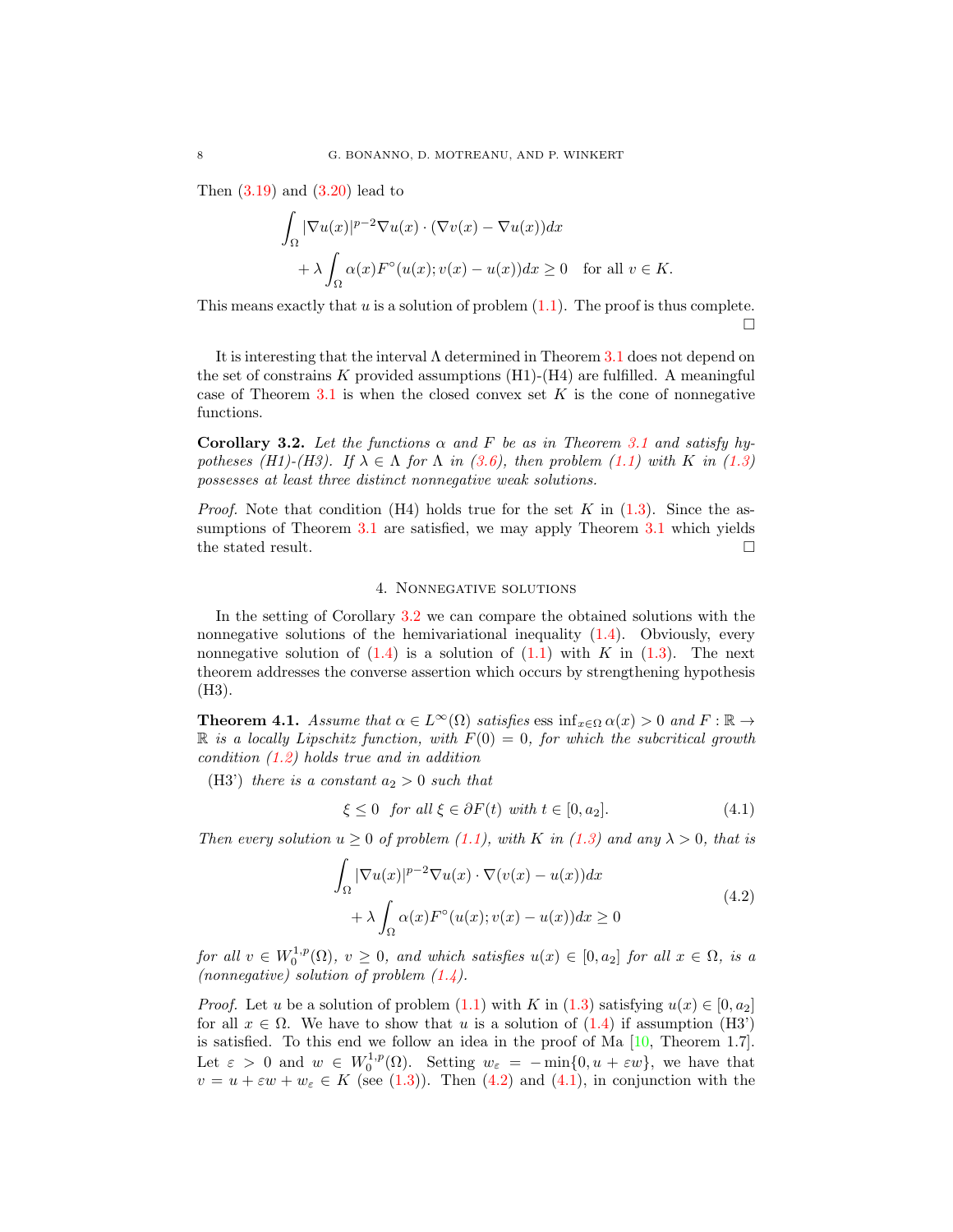Then (3.19) and (3.20) lead to

$$\int_\Omega |\nabla u(x)|^{p-2}\nabla u(x)\cdot(\nabla v(x)-\nabla u(x))dx$$
$$+\lambda\int_\Omega \alpha(x)F^\circ(u(x);v(x)-u(x))dx \geq 0 \quad \text{for all } v\in K.$$

This means exactly that $u$ is a solution of problem (1.1). The proof is thus complete. $\square$

It is interesting that the interval $\Lambda$ determined in Theorem 3.1 does not depend on the set of constrains $K$ provided assumptions (H1)-(H4) are fulfilled. A meaningful case of Theorem 3.1 is when the closed convex set $K$ is the cone of nonnegative functions.

**Corollary 3.2.** *Let the functions $\alpha$ and $F$ be as in Theorem 3.1 and satisfy hypotheses (H1)-(H3). If $\lambda\in\Lambda$ for $\Lambda$ in (3.6), then problem (1.1) with $K$ in (1.3) possesses at least three distinct nonnegative weak solutions.*

*Proof.* Note that condition (H4) holds true for the set $K$ in (1.3). Since the assumptions of Theorem 3.1 are satisfied, we may apply Theorem 3.1 which yields the stated result. $\square$

## 4. Nonnegative solutions

In the setting of Corollary 3.2 we can compare the obtained solutions with the nonnegative solutions of the hemivariational inequality (1.4). Obviously, every nonnegative solution of (1.4) is a solution of (1.1) with $K$ in (1.3). The next theorem addresses the converse assertion which occurs by strengthening hypothesis (H3).

**Theorem 4.1.** *Assume that $\alpha\in L^\infty(\Omega)$ satisfies $\operatorname{ess\,inf}_{x\in\Omega}\alpha(x)>0$ and $F:\mathbb{R}\to\mathbb{R}$ is a locally Lipschitz function, with $F(0)=0$, for which the subcritical growth condition (1.2) holds true and in addition*

(H3') *there is a constant $a_2>0$ such that*
$$\xi\leq 0 \quad \text{for all } \xi\in\partial F(t) \text{ with } t\in[0,a_2]. \tag{4.1}$$

*Then every solution $u\geq 0$ of problem (1.1), with $K$ in (1.3) and any $\lambda>0$, that is*

$$\int_\Omega |\nabla u(x)|^{p-2}\nabla u(x)\cdot\nabla(v(x)-u(x))dx$$
$$+\lambda\int_\Omega \alpha(x)F^\circ(u(x);v(x)-u(x))dx\geq 0 \tag{4.2}$$

*for all $v\in W_0^{1,p}(\Omega)$, $v\geq 0$, and which satisfies $u(x)\in[0,a_2]$ for all $x\in\Omega$, is a (nonnegative) solution of problem (1.4).*

*Proof.* Let $u$ be a solution of problem (1.1) with $K$ in (1.3) satisfying $u(x)\in[0,a_2]$ for all $x\in\Omega$. We have to show that $u$ is a solution of (1.4) if assumption (H3') is satisfied. To this end we follow an idea in the proof of Ma [10, Theorem 1.7]. Let $\varepsilon>0$ and $w\in W_0^{1,p}(\Omega)$. Setting $w_\varepsilon=-\min\{0,u+\varepsilon w\}$, we have that $v=u+\varepsilon w+w_\varepsilon\in K$ (see (1.3)). Then (4.2) and (4.1), in conjunction with the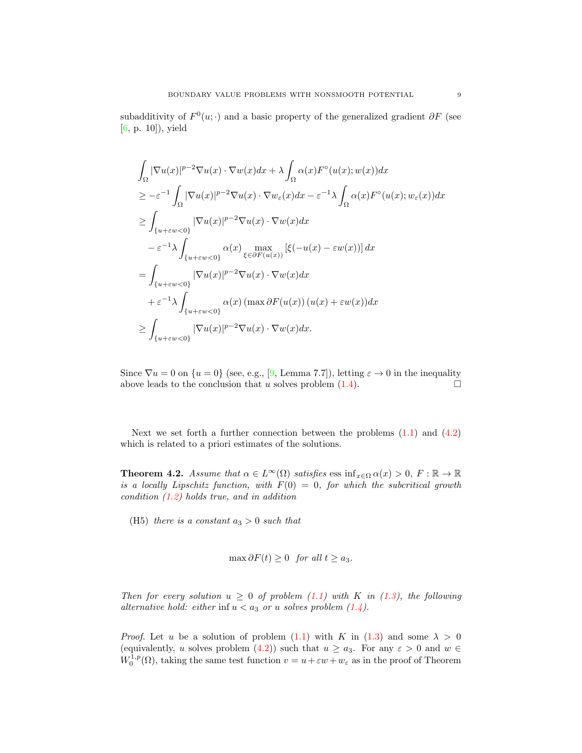subadditivity of $F^0(u;\cdot)$ and a basic property of the generalized gradient $\partial F$ (see [6, p. 10]), yield

$$
\begin{aligned}
&\int_\Omega |\nabla u(x)|^{p-2}\nabla u(x)\cdot \nabla w(x)dx + \lambda \int_\Omega \alpha(x) F^\circ(u(x);w(x))dx \\
&\geq -\varepsilon^{-1}\int_\Omega |\nabla u(x)|^{p-2}\nabla u(x)\cdot \nabla w_\varepsilon(x)dx - \varepsilon^{-1}\lambda \int_\Omega \alpha(x) F^\circ(u(x);w_\varepsilon(x))dx \\
&\geq \int_{\{u+\varepsilon w<0\}} |\nabla u(x)|^{p-2}\nabla u(x)\cdot \nabla w(x)dx \\
&\quad - \varepsilon^{-1}\lambda \int_{\{u+\varepsilon w<0\}} \alpha(x) \max_{\xi\in\partial F(u(x))}\left[\xi(-u(x)-\varepsilon w(x))\right]dx \\
&= \int_{\{u+\varepsilon w<0\}} |\nabla u(x)|^{p-2}\nabla u(x)\cdot \nabla w(x)dx \\
&\quad + \varepsilon^{-1}\lambda \int_{\{u+\varepsilon w<0\}} \alpha(x)\left(\max \partial F(u(x))\right)(u(x)+\varepsilon w(x))dx \\
&\geq \int_{\{u+\varepsilon w<0\}} |\nabla u(x)|^{p-2}\nabla u(x)\cdot \nabla w(x)dx.
\end{aligned}
$$

Since $\nabla u = 0$ on $\{u=0\}$ (see, e.g., [9, Lemma 7.7]), letting $\varepsilon \to 0$ in the inequality above leads to the conclusion that $u$ solves problem (1.4). $\square$

Next we set forth a further connection between the problems (1.1) and (4.2) which is related to a priori estimates of the solutions.

**Theorem 4.2.** *Assume that $\alpha \in L^\infty(\Omega)$ satisfies $\operatorname{ess\,inf}_{x\in\Omega}\alpha(x) > 0$, $F:\mathbb{R}\to\mathbb{R}$ is a locally Lipschitz function, with $F(0)=0$, for which the subcritical growth condition (1.2) holds true, and in addition*

(H5) *there is a constant $a_3 > 0$ such that*

$$
\max \partial F(t) \geq 0 \quad \textit{for all } t \geq a_3.
$$

*Then for every solution $u \geq 0$ of problem (1.1) with $K$ in (1.3), the following alternative hold: either $\inf u < a_3$ or $u$ solves problem (1.4).*

*Proof.* Let $u$ be a solution of problem (1.1) with $K$ in (1.3) and some $\lambda > 0$ (equivalently, $u$ solves problem (4.2)) such that $u \geq a_3$. For any $\varepsilon > 0$ and $w \in W_0^{1,p}(\Omega)$, taking the same test function $v = u + \varepsilon w + w_\varepsilon$ as in the proof of Theorem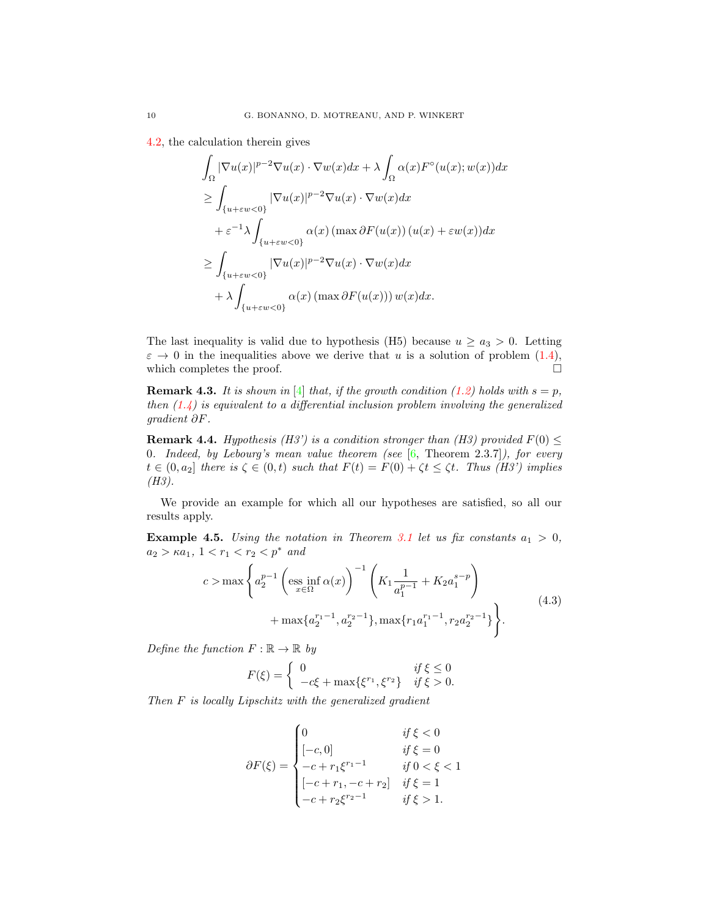4.2, the calculation therein gives

$$
\begin{aligned}
&\int_\Omega |\nabla u(x)|^{p-2}\nabla u(x)\cdot\nabla w(x)dx + \lambda\int_\Omega \alpha(x)F^\circ(u(x);w(x))dx\\
&\geq \int_{\{u+\varepsilon w<0\}} |\nabla u(x)|^{p-2}\nabla u(x)\cdot\nabla w(x)dx\\
&\quad + \varepsilon^{-1}\lambda\int_{\{u+\varepsilon w<0\}} \alpha(x)\left(\max\partial F(u(x))\right)(u(x)+\varepsilon w(x))dx\\
&\geq \int_{\{u+\varepsilon w<0\}} |\nabla u(x)|^{p-2}\nabla u(x)\cdot\nabla w(x)dx\\
&\quad + \lambda\int_{\{u+\varepsilon w<0\}} \alpha(x)\left(\max\partial F(u(x))\right)w(x)dx.
\end{aligned}
$$

The last inequality is valid due to hypothesis (H5) because $u \geq a_3 > 0$. Letting $\varepsilon \to 0$ in the inequalities above we derive that $u$ is a solution of problem (1.4), which completes the proof. □

**Remark 4.3.** *It is shown in [4] that, if the growth condition (1.2) holds with $s = p$, then (1.4) is equivalent to a differential inclusion problem involving the generalized gradient $\partial F$.*

**Remark 4.4.** *Hypothesis (H3') is a condition stronger than (H3) provided $F(0) \leq 0$. Indeed, by Lebourg's mean value theorem (see [6, Theorem 2.3.7]), for every $t \in (0, a_2]$ there is $\zeta \in (0,t)$ such that $F(t) = F(0) + \zeta t \leq \zeta t$. Thus (H3') implies (H3).*

We provide an example for which all our hypotheses are satisfied, so all our results apply.

**Example 4.5.** *Using the notation in Theorem 3.1 let us fix constants $a_1 > 0$, $a_2 > \kappa a_1$, $1 < r_1 < r_2 < p^*$ and*

$$
\begin{aligned}
c > \max\Bigg\{ & a_2^{p-1}\left(\operatorname*{ess\,inf}_{x\in\Omega}\alpha(x)\right)^{-1}\left(K_1\frac{1}{a_1^{p-1}} + K_2 a_1^{s-p}\right)\\
&\qquad + \max\{a_2^{r_1-1}, a_2^{r_2-1}\}, \max\{r_1 a_1^{r_1-1}, r_2 a_2^{r_2-1}\}\Bigg\}.
\end{aligned}
\tag{4.3}
$$

*Define the function $F : \mathbb{R} \to \mathbb{R}$ by*

$$
F(\xi) = \begin{cases} 0 & \text{if } \xi \leq 0\\ -c\xi + \max\{\xi^{r_1}, \xi^{r_2}\} & \text{if } \xi > 0. \end{cases}
$$

*Then $F$ is locally Lipschitz with the generalized gradient*

$$
\partial F(\xi) = \begin{cases} 0 & \text{if } \xi < 0\\ [-c, 0] & \text{if } \xi = 0\\ -c + r_1\xi^{r_1-1} & \text{if } 0 < \xi < 1\\ [-c + r_1, -c + r_2] & \text{if } \xi = 1\\ -c + r_2\xi^{r_2-1} & \text{if } \xi > 1. \end{cases}
$$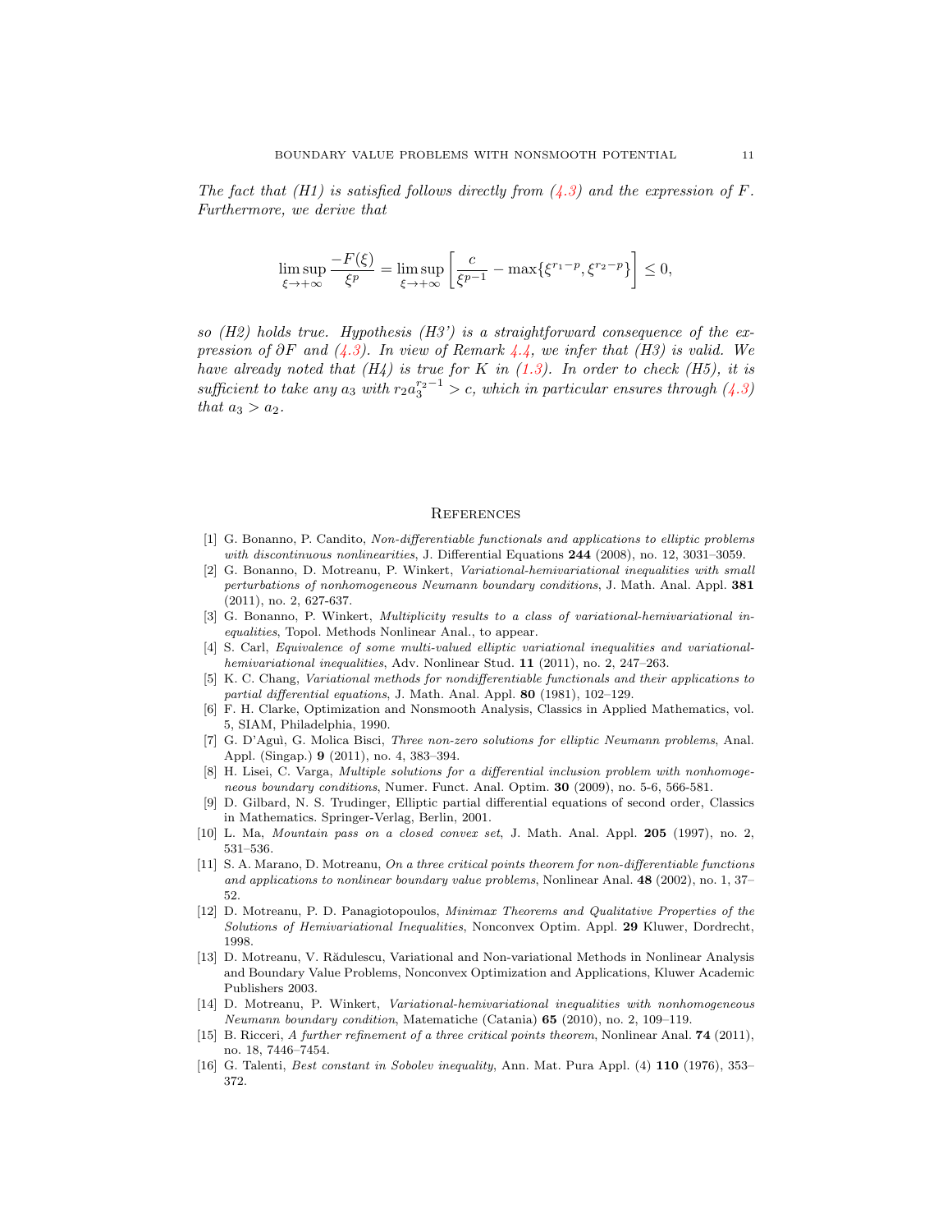*The fact that (H1) is satisfied follows directly from (4.3) and the expression of $F$. Furthermore, we derive that*

$$\limsup_{\xi\to+\infty} \frac{-F(\xi)}{\xi^p} = \limsup_{\xi\to+\infty} \left[ \frac{c}{\xi^{p-1}} - \max\{\xi^{r_1-p}, \xi^{r_2-p}\} \right] \le 0,$$

*so (H2) holds true. Hypothesis (H3') is a straightforward consequence of the expression of $\partial F$ and (4.3). In view of Remark 4.4, we infer that (H3) is valid. We have already noted that (H4) is true for $K$ in (1.3). In order to check (H5), it is sufficient to take any $a_3$ with $r_2 a_3^{r_2-1} > c$, which in particular ensures through (4.3) that $a_3 > a_2$.*

## References

[1] G. Bonanno, P. Candito, *Non-differentiable functionals and applications to elliptic problems with discontinuous nonlinearities*, J. Differential Equations **244** (2008), no. 12, 3031–3059.

[2] G. Bonanno, D. Motreanu, P. Winkert, *Variational-hemivariational inequalities with small perturbations of nonhomogeneous Neumann boundary conditions*, J. Math. Anal. Appl. **381** (2011), no. 2, 627-637.

[3] G. Bonanno, P. Winkert, *Multiplicity results to a class of variational-hemivariational inequalities*, Topol. Methods Nonlinear Anal., to appear.

[4] S. Carl, *Equivalence of some multi-valued elliptic variational inequalities and variational-hemivariational inequalities*, Adv. Nonlinear Stud. **11** (2011), no. 2, 247–263.

[5] K. C. Chang, *Variational methods for nondifferentiable functionals and their applications to partial differential equations*, J. Math. Anal. Appl. **80** (1981), 102–129.

[6] F. H. Clarke, Optimization and Nonsmooth Analysis, Classics in Applied Mathematics, vol. 5, SIAM, Philadelphia, 1990.

[7] G. D'Aguì, G. Molica Bisci, *Three non-zero solutions for elliptic Neumann problems*, Anal. Appl. (Singap.) **9** (2011), no. 4, 383–394.

[8] H. Lisei, C. Varga, *Multiple solutions for a differential inclusion problem with nonhomogeneous boundary conditions*, Numer. Funct. Anal. Optim. **30** (2009), no. 5-6, 566-581.

[9] D. Gilbard, N. S. Trudinger, Elliptic partial differential equations of second order, Classics in Mathematics. Springer-Verlag, Berlin, 2001.

[10] L. Ma, *Mountain pass on a closed convex set*, J. Math. Anal. Appl. **205** (1997), no. 2, 531–536.

[11] S. A. Marano, D. Motreanu, *On a three critical points theorem for non-differentiable functions and applications to nonlinear boundary value problems*, Nonlinear Anal. **48** (2002), no. 1, 37–52.

[12] D. Motreanu, P. D. Panagiotopoulos, *Minimax Theorems and Qualitative Properties of the Solutions of Hemivariational Inequalities*, Nonconvex Optim. Appl. **29** Kluwer, Dordrecht, 1998.

[13] D. Motreanu, V. Rădulescu, Variational and Non-variational Methods in Nonlinear Analysis and Boundary Value Problems, Nonconvex Optimization and Applications, Kluwer Academic Publishers 2003.

[14] D. Motreanu, P. Winkert, *Variational-hemivariational inequalities with nonhomogeneous Neumann boundary condition*, Matematiche (Catania) **65** (2010), no. 2, 109–119.

[15] B. Ricceri, *A further refinement of a three critical points theorem*, Nonlinear Anal. **74** (2011), no. 18, 7446–7454.

[16] G. Talenti, *Best constant in Sobolev inequality*, Ann. Mat. Pura Appl. (4) **110** (1976), 353–372.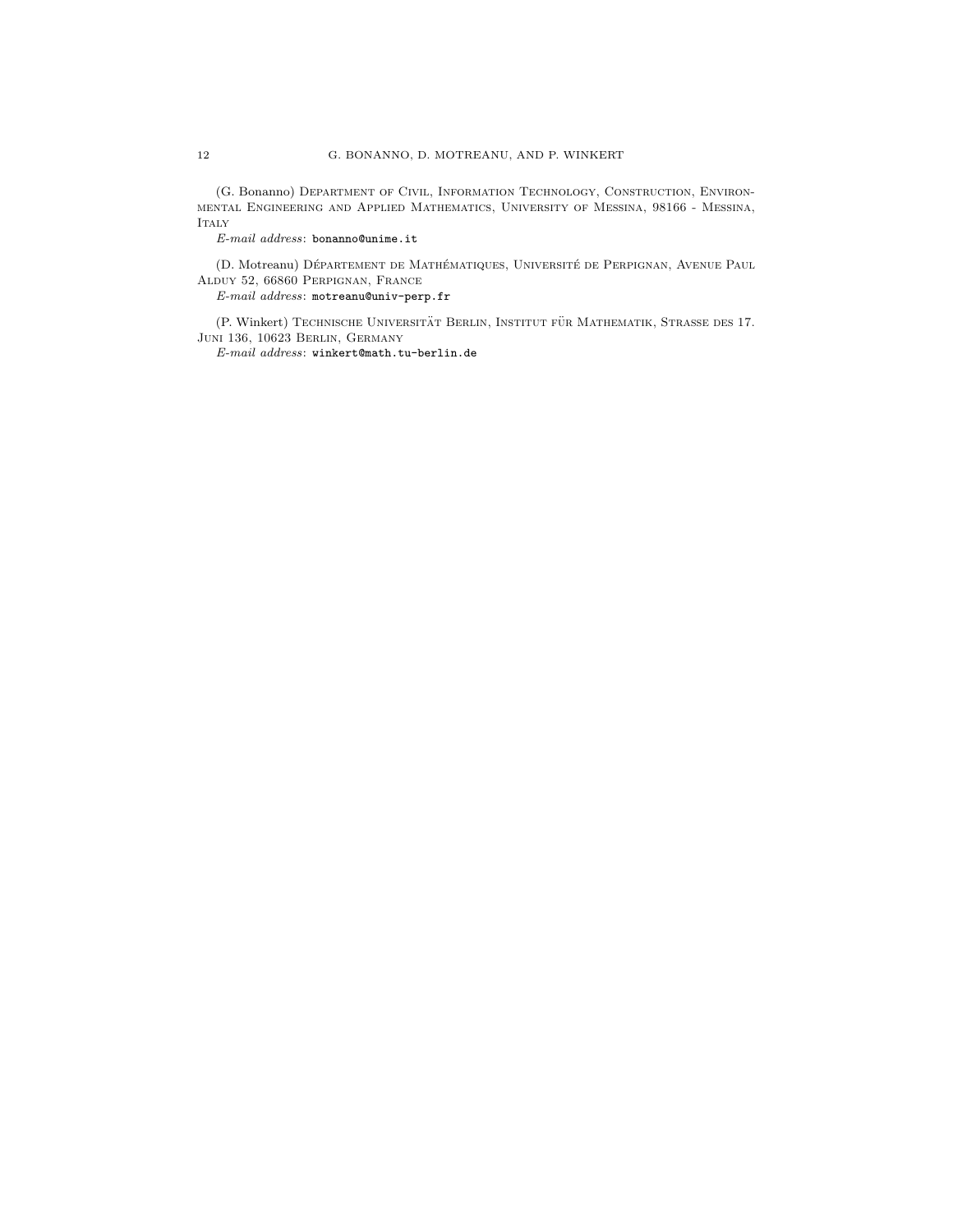(G. Bonanno) Department of Civil, Information Technology, Construction, Environmental Engineering and Applied Mathematics, University of Messina, 98166 - Messina, Italy

*E-mail address*: bonanno@unime.it

(D. Motreanu) Département de Mathématiques, Université de Perpignan, Avenue Paul Alduy 52, 66860 Perpignan, France

*E-mail address*: motreanu@univ-perp.fr

(P. Winkert) Technische Universität Berlin, Institut für Mathematik, Strasse des 17. Juni 136, 10623 Berlin, Germany

*E-mail address*: winkert@math.tu-berlin.de